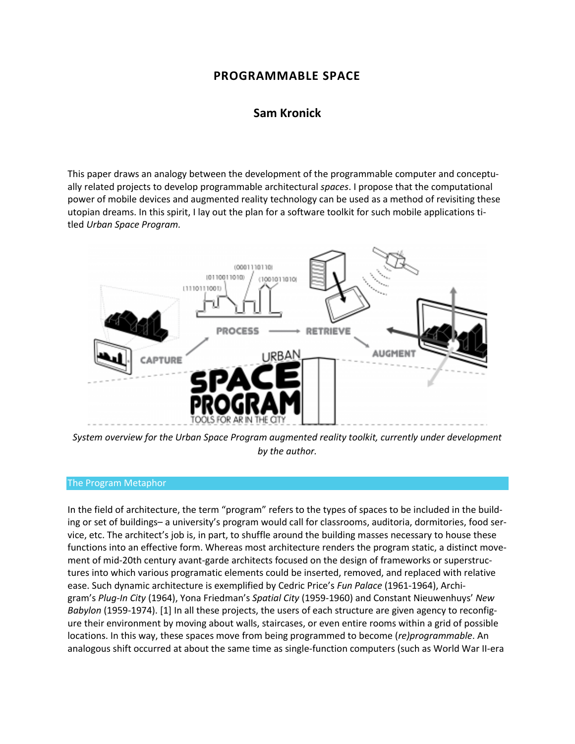# PROGRAMMABLE SPACE

## Sam Kronick

This paper draws an analogy between the development of the programmable computer and conceptually related projects to develop programmable architectural *spaces*. I propose that the computational power of mobile devices and augmented reality technology can be used as a method of revisiting these utopian dreams. In this spirit, I lay out the plan for a software toolkit for such mobile applications titled *Urban Space Program.*

*System overview for the Urban Space Program augmented reality toolkit, currently under development by the author.*

## The Program Metaphor

In the field of architecture, the term "program" refers to the types of spaces to be included in the building or set of buildings– a university's program would call for classrooms, auditoria, dormitories, food service, etc. The architect's job is, in part, to shuffle around the building masses necessary to house these functions into an effective form. Whereas most architecture renders the program static, a distinct movement of mid-20th century avant-garde architects focused on the design of frameworks or superstructures into which various programatic elements could be inserted, removed, and replaced with relative ease. Such dynamic architecture is exemplified by Cedric Price's *Fun Palace* (1961-1964), Archigram's *Plug-In City* (1964), Yona Friedman's *Spatial City* (1959-1960) and Constant Nieuwenhuys' *New Babylon* (1959-1974). [1] In all these projects, the users of each structure are given agency to reconfigure their environment by moving about walls, staircases, or even entire rooms within a grid of possible locations. In this way, these spaces move from being programmed to become *(re)programmable*. An analogous shift occurred at about the same time as single-function computers (such as World War II-era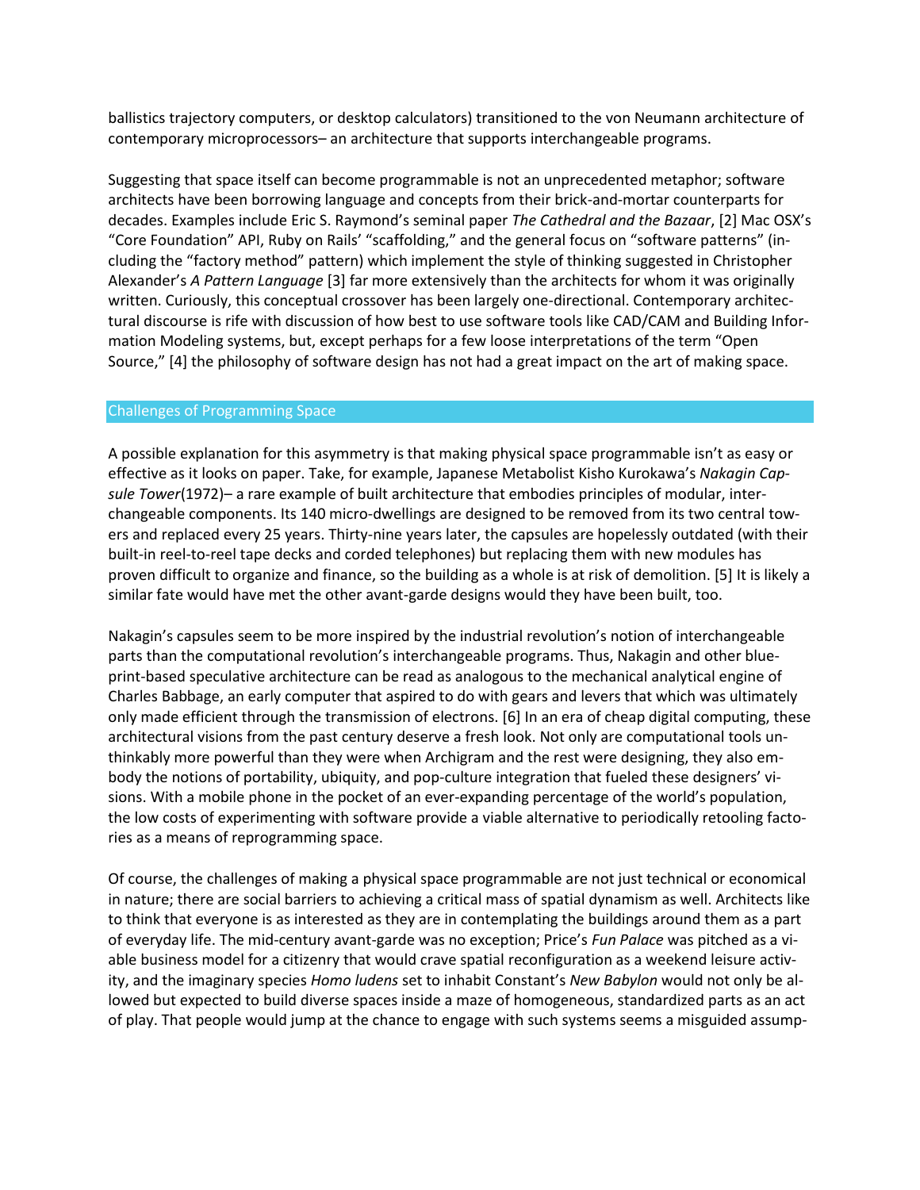ballistics trajectory computers, or desktop calculators) transitioned to the von Neumann architecture of contemporary microprocessors– an architecture that supports interchangeable programs.

Suggesting that space itself can become programmable is not an unprecedented metaphor; software architects have been borrowing language and concepts from their brick-and-mortar counterparts for decades. Examples include Eric S. Raymond's seminal paper *The Cathedral and the Bazaar*, [2] Mac OSX's "Core Foundation" API, Ruby on Rails' "scaffolding," and the general focus on "software patterns" (including the "factory method" pattern) which implement the style of thinking suggested in Christopher Alexander's *A Pattern Language* [3] far more extensively than the architects for whom it was originally written. Curiously, this conceptual crossover has been largely one-directional. Contemporary architectural discourse is rife with discussion of how best to use software tools like CAD/CAM and Building Information Modeling systems, but, except perhaps for a few loose interpretations of the term "Open Source," [4] the philosophy of software design has not had a great impact on the art of making space.

## Challenges of Programming Space

A possible explanation for this asymmetry is that making physical space programmable isn't as easy or effective as it looks on paper. Take, for example, Japanese Metabolist Kisho Kurokawa's *Nakagin Capsule Tower*(1972)– a rare example of built architecture that embodies principles of modular, interchangeable components. Its 140 micro-dwellings are designed to be removed from its two central towers and replaced every 25 years. Thirty-nine years later, the capsules are hopelessly outdated (with their built-in reel-to-reel tape decks and corded telephones) but replacing them with new modules has proven difficult to organize and finance, so the building as a whole is at risk of demolition. [5] It is likely a similar fate would have met the other avant-garde designs would they have been built, too.

Nakagin's capsules seem to be more inspired by the industrial revolution's notion of interchangeable parts than the computational revolution's interchangeable programs. Thus, Nakagin and other blueprint-based speculative architecture can be read as analogous to the mechanical analytical engine of Charles Babbage, an early computer that aspired to do with gears and levers that which was ultimately only made efficient through the transmission of electrons. [6] In an era of cheap digital computing, these architectural visions from the past century deserve a fresh look. Not only are computational tools unthinkably more powerful than they were when Archigram and the rest were designing, they also embody the notions of portability, ubiquity, and pop-culture integration that fueled these designers' visions. With a mobile phone in the pocket of an ever-expanding percentage of the world's population, the low costs of experimenting with software provide a viable alternative to periodically retooling factories as a means of reprogramming space.

Of course, the challenges of making a physical space programmable are not just technical or economical in nature; there are social barriers to achieving a critical mass of spatial dynamism as well. Architects like to think that everyone is as interested as they are in contemplating the buildings around them as a part of everyday life. The mid-century avant-garde was no exception; Price's *Fun Palace* was pitched as a viable business model for a citizenry that would crave spatial reconfiguration as a weekend leisure activity, and the imaginary species *Homo ludens* set to inhabit Constant's *New Babylon* would not only be allowed but expected to build diverse spaces inside a maze of homogeneous, standardized parts as an act of play. That people would jump at the chance to engage with such systems seems a misguided assump-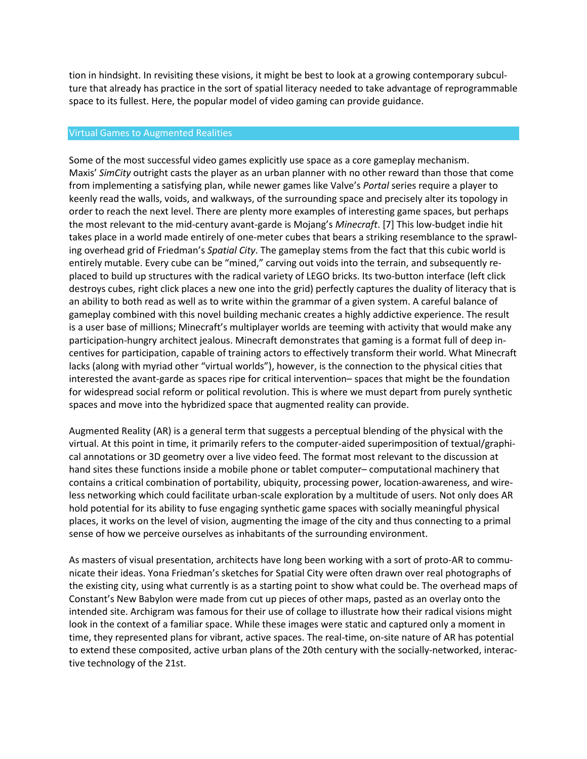tion in hindsight. In revisiting these visions, it might be best to look at a growing contemporary subculture that already has practice in the sort of spatial literacy needed to take advantage of reprogrammable space to its fullest. Here, the popular model of video gaming can provide guidance.

## Virtual Games to Augmented Realities

Some of the most successful video games explicitly use space as a core gameplay mechanism. Maxis' *SimCity* outright casts the player as an urban planner with no other reward than those that come from implementing a satisfying plan, while newer games like Valve's *Portal* series require a player to keenly read the walls, voids, and walkways, of the surrounding space and precisely alter its topology in order to reach the next level. There are plenty more examples of interesting game spaces, but perhaps the most relevant to the mid-century avant-garde is Mojang's *Minecraft*. [7] This low-budget indie hit takes place in a world made entirely of one-meter cubes that bears a striking resemblance to the sprawling overhead grid of Friedman's *Spatial City*. The gameplay stems from the fact that this cubic world is entirely mutable. Every cube can be "mined," carving out voids into the terrain, and subsequently replaced to build up structures with the radical variety of LEGO bricks. Its two-button interface (left click destroys cubes, right click places a new one into the grid) perfectly captures the duality of literacy that is an ability to both read as well as to write within the grammar of a given system. A careful balance of gameplay combined with this novel building mechanic creates a highly addictive experience. The result is a user base of millions; Minecraft's multiplayer worlds are teeming with activity that would make any participation-hungry architect jealous. Minecraft demonstrates that gaming is a format full of deep incentives for participation, capable of training actors to effectively transform their world. What Minecraft lacks (along with myriad other "virtual worlds"), however, is the connection to the physical cities that interested the avant-garde as spaces ripe for critical intervention– spaces that might be the foundation for widespread social reform or political revolution. This is where we must depart from purely synthetic spaces and move into the hybridized space that augmented reality can provide.

Augmented Reality (AR) is a general term that suggests a perceptual blending of the physical with the virtual. At this point in time, it primarily refers to the computer-aided superimposition of textual/graphical annotations or 3D geometry over a live video feed. The format most relevant to the discussion at hand sites these functions inside a mobile phone or tablet computer– computational machinery that contains a critical combination of portability, ubiquity, processing power, location-awareness, and wireless networking which could facilitate urban-scale exploration by a multitude of users. Not only does AR hold potential for its ability to fuse engaging synthetic game spaces with socially meaningful physical places, it works on the level of vision, augmenting the image of the city and thus connecting to a primal sense of how we perceive ourselves as inhabitants of the surrounding environment.

As masters of visual presentation, architects have long been working with a sort of proto-AR to communicate their ideas. Yona Friedman's sketches for Spatial City were often drawn over real photographs of the existing city, using what currently is as a starting point to show what could be. The overhead maps of Constant's New Babylon were made from cut up pieces of other maps, pasted as an overlay onto the intended site. Archigram was famous for their use of collage to illustrate how their radical visions might look in the context of a familiar space. While these images were static and captured only a moment in time, they represented plans for vibrant, active spaces. The real-time, on-site nature of AR has potential to extend these composited, active urban plans of the 20th century with the socially-networked, interactive technology of the 21st.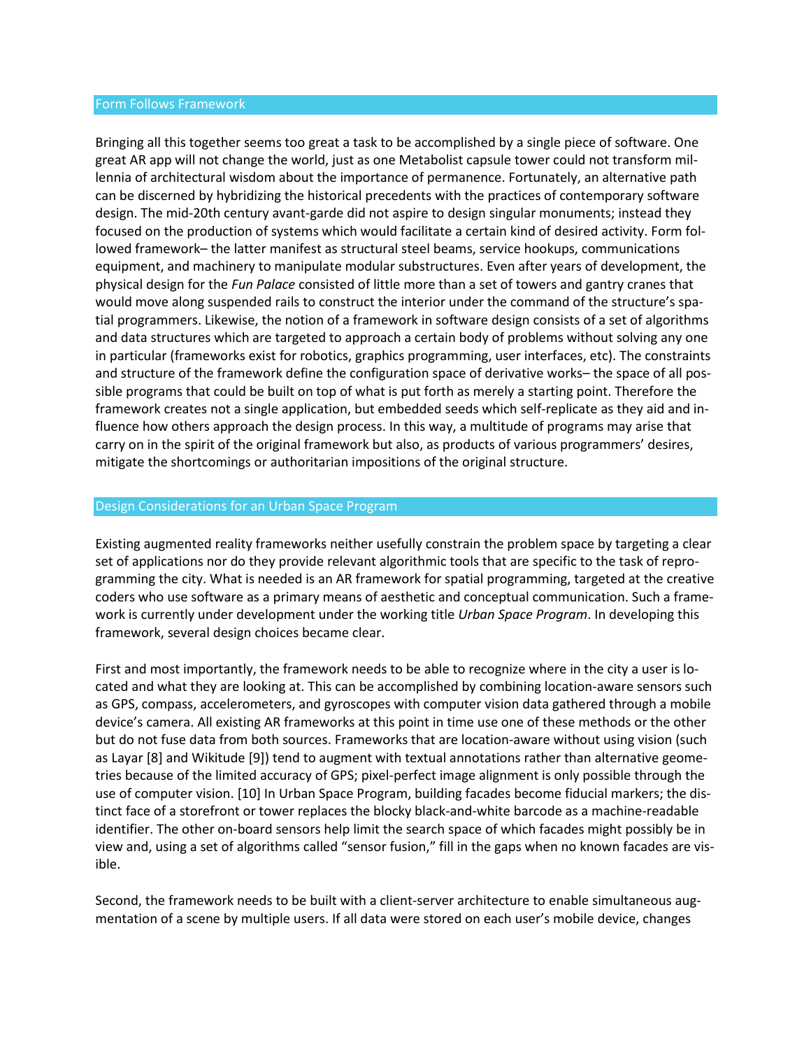## Form Follows Framework

Bringing all this together seems too great a task to be accomplished by a single piece of software. One great AR app will not change the world, just as one Metabolist capsule tower could not transform millennia of architectural wisdom about the importance of permanence. Fortunately, an alternative path can be discerned by hybridizing the historical precedents with the practices of contemporary software design. The mid-20th century avant-garde did not aspire to design singular monuments; instead they focused on the production of systems which would facilitate a certain kind of desired activity. Form followed framework– the latter manifest as structural steel beams, service hookups, communications equipment, and machinery to manipulate modular substructures. Even after years of development, the physical design for the *Fun Palace* consisted of little more than a set of towers and gantry cranes that would move along suspended rails to construct the interior under the command of the structure's spatial programmers. Likewise, the notion of a framework in software design consists of a set of algorithms and data structures which are targeted to approach a certain body of problems without solving any one in particular (frameworks exist for robotics, graphics programming, user interfaces, etc). The constraints and structure of the framework define the configuration space of derivative works– the space of all possible programs that could be built on top of what is put forth as merely a starting point. Therefore the framework creates not a single application, but embedded seeds which self-replicate as they aid and influence how others approach the design process. In this way, a multitude of programs may arise that carry on in the spirit of the original framework but also, as products of various programmers' desires, mitigate the shortcomings or authoritarian impositions of the original structure.

## Design Considerations for an Urban Space Program

Existing augmented reality frameworks neither usefully constrain the problem space by targeting a clear set of applications nor do they provide relevant algorithmic tools that are specific to the task of reprogramming the city. What is needed is an AR framework for spatial programming, targeted at the creative coders who use software as a primary means of aesthetic and conceptual communication. Such a framework is currently under development under the working title *Urban Space Program*. In developing this framework, several design choices became clear.

First and most importantly, the framework needs to be able to recognize where in the city a user is located and what they are looking at. This can be accomplished by combining location-aware sensors such as GPS, compass, accelerometers, and gyroscopes with computer vision data gathered through a mobile device's camera. All existing AR frameworks at this point in time use one of these methods or the other but do not fuse data from both sources. Frameworks that are location-aware without using vision (such as Layar [8] and Wikitude [9]) tend to augment with textual annotations rather than alternative geometries because of the limited accuracy of GPS; pixel-perfect image alignment is only possible through the use of computer vision. [10] In Urban Space Program, building facades become fiducial markers; the distinct face of a storefront or tower replaces the blocky black-and-white barcode as a machine-readable identifier. The other on-board sensors help limit the search space of which facades might possibly be in view and, using a set of algorithms called "sensor fusion," fill in the gaps when no known facades are visible.

Second, the framework needs to be built with a client-server architecture to enable simultaneous augmentation of a scene by multiple users. If all data were stored on each user's mobile device, changes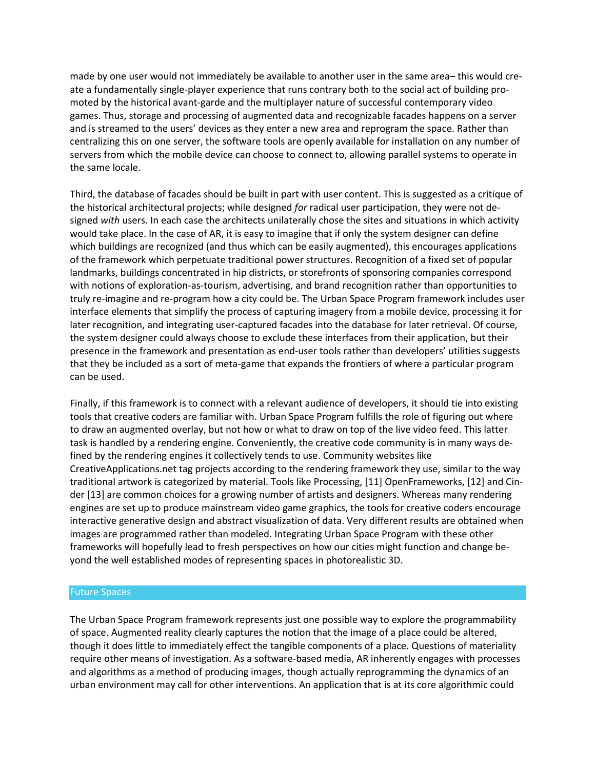made by one user would not immediately be available to another user in the same area– this would create a fundamentally single-player experience that runs contrary both to the social act of building promoted by the historical avant-garde and the multiplayer nature of successful contemporary video games. Thus, storage and processing of augmented data and recognizable facades happens on a server and is streamed to the users' devices as they enter a new area and reprogram the space. Rather than centralizing this on one server, the software tools are openly available for installation on any number of servers from which the mobile device can choose to connect to, allowing parallel systems to operate in the same locale.

Third, the database of facades should be built in part with user content. This is suggested as a critique of the historical architectural projects; while designed *for* radical user participation, they were not designed *with* users. In each case the architects unilaterally chose the sites and situations in which activity would take place. In the case of AR, it is easy to imagine that if only the system designer can define which buildings are recognized (and thus which can be easily augmented), this encourages applications of the framework which perpetuate traditional power structures. Recognition of a fixed set of popular landmarks, buildings concentrated in hip districts, or storefronts of sponsoring companies correspond with notions of exploration-as-tourism, advertising, and brand recognition rather than opportunities to truly re-imagine and re-program how a city could be. The Urban Space Program framework includes user interface elements that simplify the process of capturing imagery from a mobile device, processing it for later recognition, and integrating user-captured facades into the database for later retrieval. Of course, the system designer could always choose to exclude these interfaces from their application, but their presence in the framework and presentation as end-user tools rather than developers' utilities suggests that they be included as a sort of meta-game that expands the frontiers of where a particular program can be used.

Finally, if this framework is to connect with a relevant audience of developers, it should tie into existing tools that creative coders are familiar with. Urban Space Program fulfills the role of figuring out where to draw an augmented overlay, but not how or what to draw on top of the live video feed. This latter task is handled by a rendering engine. Conveniently, the creative code community is in many ways defined by the rendering engines it collectively tends to use. Community websites like CreativeApplications.net tag projects according to the rendering framework they use, similar to the way traditional artwork is categorized by material. Tools like Processing, [11] OpenFrameworks, [12] and Cinder [13] are common choices for a growing number of artists and designers. Whereas many rendering engines are set up to produce mainstream video game graphics, the tools for creative coders encourage interactive generative design and abstract visualization of data. Very different results are obtained when images are programmed rather than modeled. Integrating Urban Space Program with these other frameworks will hopefully lead to fresh perspectives on how our cities might function and change beyond the well established modes of representing spaces in photorealistic 3D.

## Future Spaces

The Urban Space Program framework represents just one possible way to explore the programmability of space. Augmented reality clearly captures the notion that the image of a place could be altered, though it does little to immediately effect the tangible components of a place. Questions of materiality require other means of investigation. As a software-based media, AR inherently engages with processes and algorithms as a method of producing images, though actually reprogramming the dynamics of an urban environment may call for other interventions. An application that is at its core algorithmic could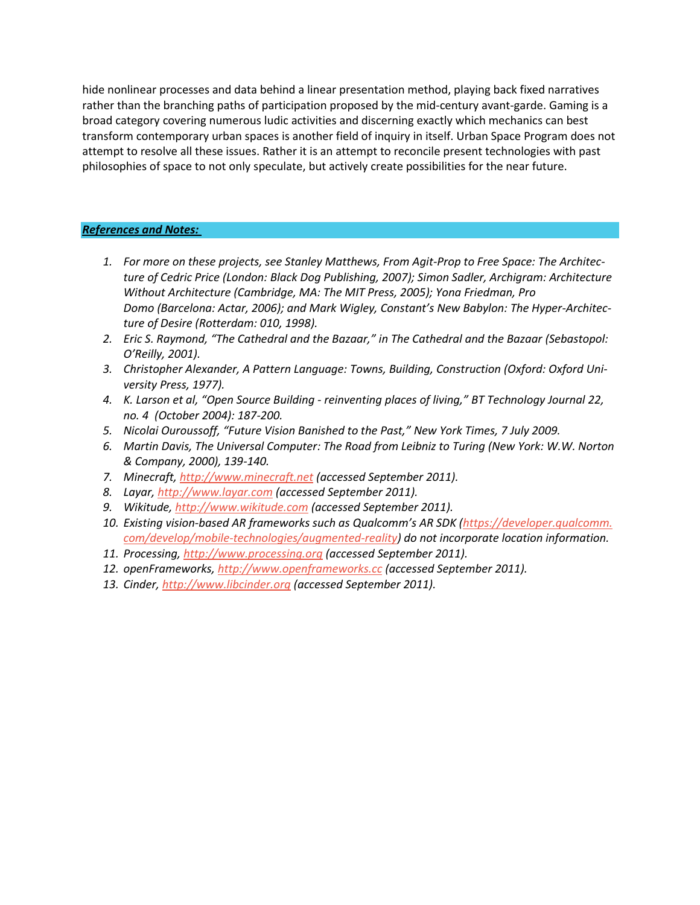hide nonlinear processes and data behind a linear presentation method, playing back fixed narratives rather than the branching paths of participation proposed by the mid-century avant-garde. Gaming is a broad category covering numerous ludic activities and discerning exactly which mechanics can best transform contemporary urban spaces is another field of inquiry in itself. Urban Space Program does not attempt to resolve all these issues. Rather it is an attempt to reconcile present technologies with past philosophies of space to not only speculate, but actively create possibilities for the near future.

## ***References and Notes:***

1. *For more on these projects, see Stanley Matthews, From Agit-Prop to Free Space: The Architecture of Cedric Price (London: Black Dog Publishing, 2007); Simon Sadler, Archigram: Architecture Without Architecture (Cambridge, MA: The MIT Press, 2005); Yona Friedman, Pro Domo (Barcelona: Actar, 2006); and Mark Wigley, Constant's New Babylon: The Hyper-Architecture of Desire (Rotterdam: 010, 1998).*
2. *Eric S. Raymond, "The Cathedral and the Bazaar," in The Cathedral and the Bazaar (Sebastopol: O'Reilly, 2001).*
3. *Christopher Alexander, A Pattern Language: Towns, Building, Construction (Oxford: Oxford University Press, 1977).*
4. *K. Larson et al, "Open Source Building - reinventing places of living," BT Technology Journal 22, no. 4 (October 2004): 187-200.*
5. *Nicolai Ouroussoff, "Future Vision Banished to the Past," New York Times, 7 July 2009.*
6. *Martin Davis, The Universal Computer: The Road from Leibniz to Turing (New York: W.W. Norton & Company, 2000), 139-140.*
7. *Minecraft, http://www.minecraft.net (accessed September 2011).*
8. *Layar, http://www.layar.com (accessed September 2011).*
9. *Wikitude, http://www.wikitude.com (accessed September 2011).*
10. *Existing vision-based AR frameworks such as Qualcomm's AR SDK (https://developer.qualcomm.com/develop/mobile-technologies/augmented-reality) do not incorporate location information.*
11. *Processing, http://www.processing.org (accessed September 2011).*
12. *openFrameworks, http://www.openframeworks.cc (accessed September 2011).*
13. *Cinder, http://www.libcinder.org (accessed September 2011).*